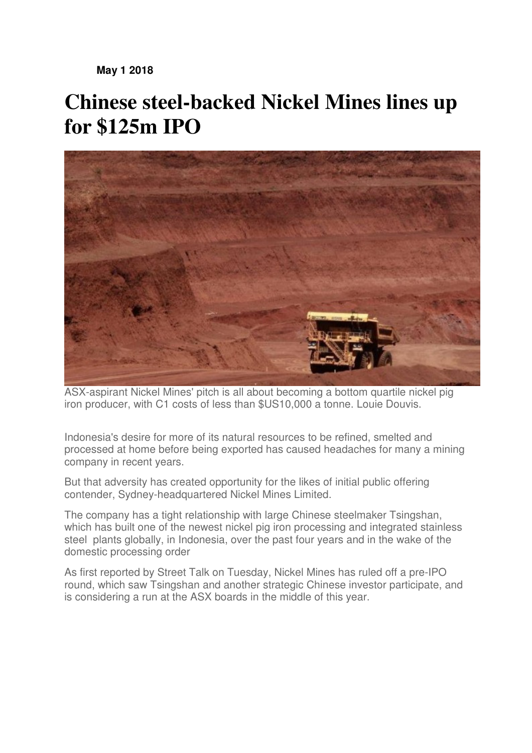**May 1 2018**

# Chinese steel-backed Nickel Mines lines up for $125m IPO

ASX-aspirant Nickel Mines' pitch is all about becoming a bottom quartile nickel pig iron producer, with C1 costs of less than $US10,000 a tonne. Louie Douvis.

Indonesia's desire for more of its natural resources to be refined, smelted and processed at home before being exported has caused headaches for many a mining company in recent years.

But that adversity has created opportunity for the likes of initial public offering contender, Sydney-headquartered Nickel Mines Limited.

The company has a tight relationship with large Chinese steelmaker Tsingshan, which has built one of the newest nickel pig iron processing and integrated stainless steel plants globally, in Indonesia, over the past four years and in the wake of the domestic processing order

As first reported by Street Talk on Tuesday, Nickel Mines has ruled off a pre-IPO round, which saw Tsingshan and another strategic Chinese investor participate, and is considering a run at the ASX boards in the middle of this year.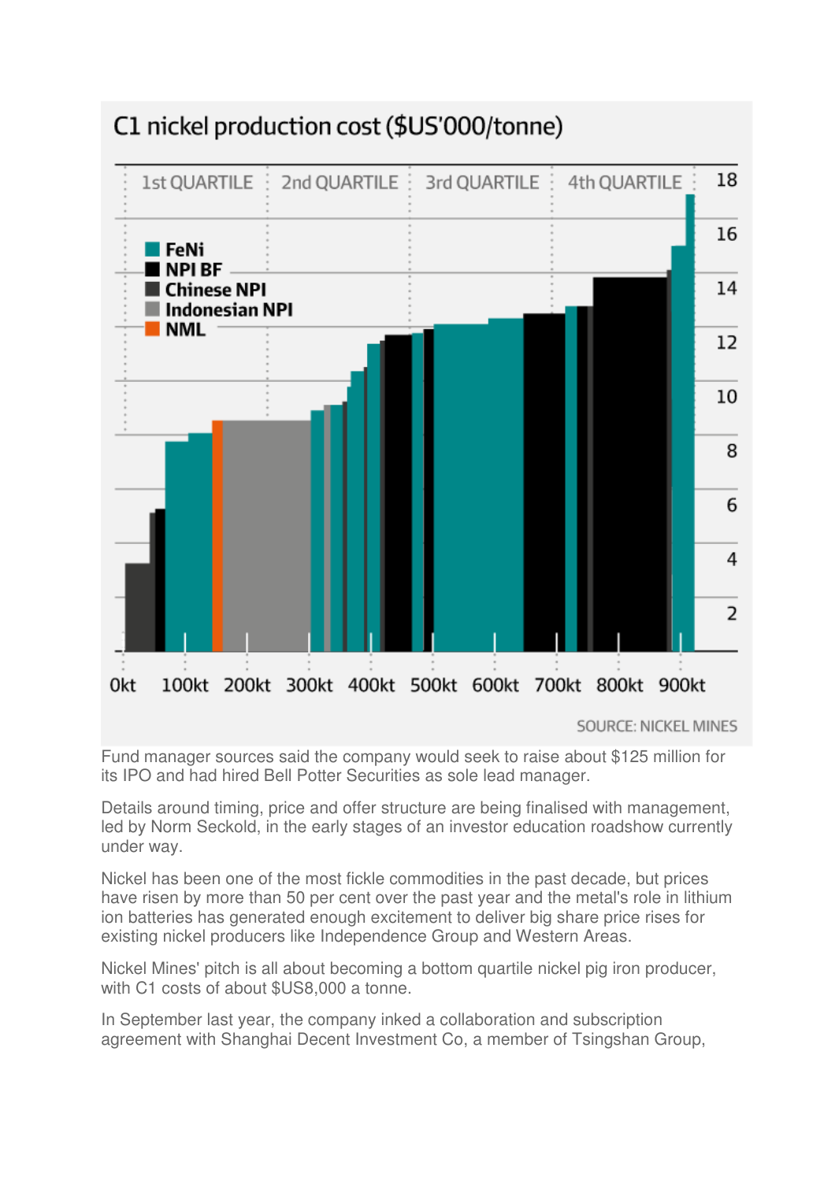**C1 nickel production cost ($US'000/tonne)**

1st QUARTILE | 2nd QUARTILE | 3rd QUARTILE | 4th QUARTILE

- FeNi
- NPI BF
- Chinese NPI
- Indonesian NPI
- NML

SOURCE: NICKEL MINES

Fund manager sources said the company would seek to raise about $125 million for its IPO and had hired Bell Potter Securities as sole lead manager.

Details around timing, price and offer structure are being finalised with management, led by Norm Seckold, in the early stages of an investor education roadshow currently under way.

Nickel has been one of the most fickle commodities in the past decade, but prices have risen by more than 50 per cent over the past year and the metal's role in lithium ion batteries has generated enough excitement to deliver big share price rises for existing nickel producers like Independence Group and Western Areas.

Nickel Mines' pitch is all about becoming a bottom quartile nickel pig iron producer, with C1 costs of about $US8,000 a tonne.

In September last year, the company inked a collaboration and subscription agreement with Shanghai Decent Investment Co, a member of Tsingshan Group,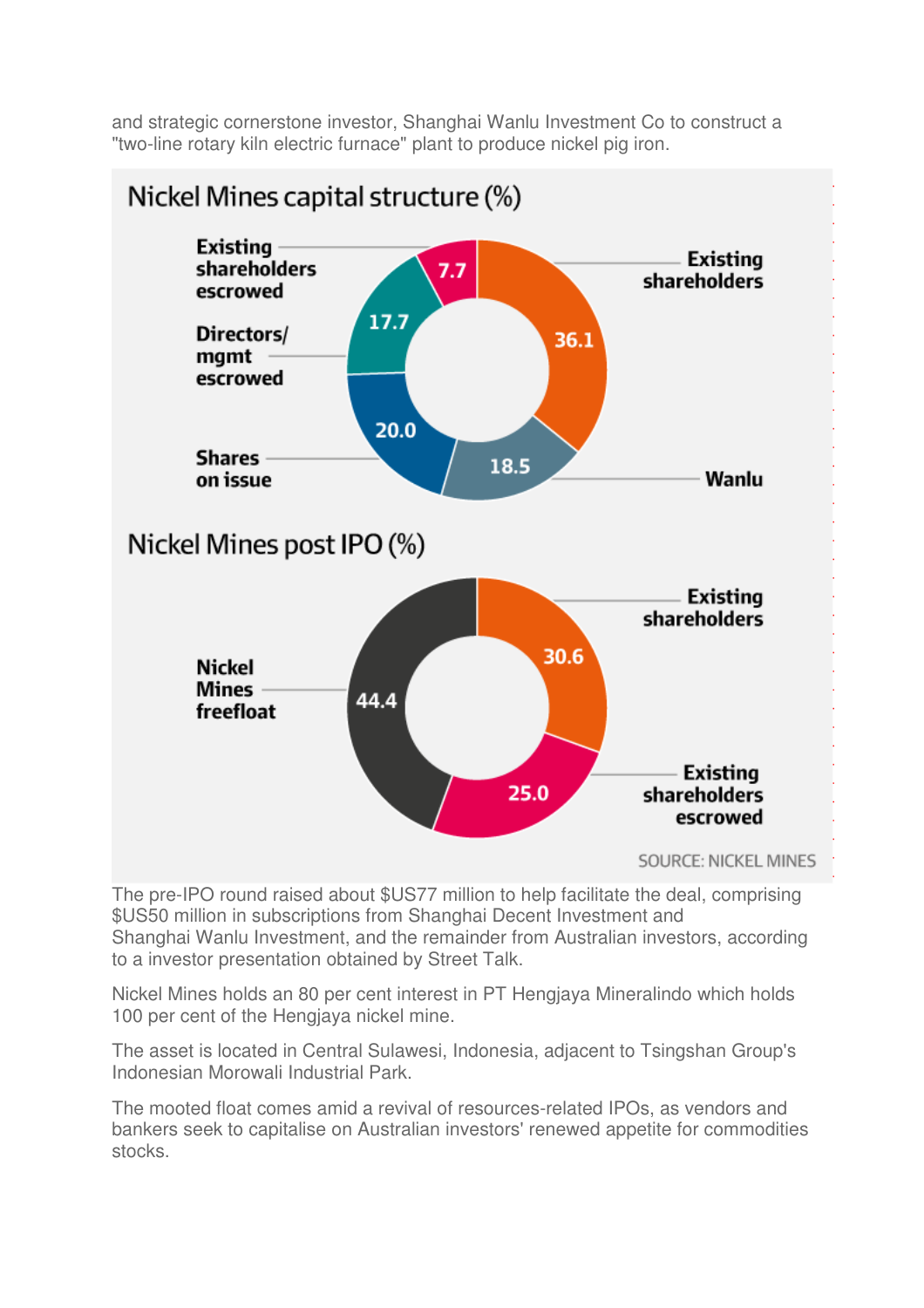and strategic cornerstone investor, Shanghai Wanlu Investment Co to construct a "two-line rotary kiln electric furnace" plant to produce nickel pig iron.

Nickel Mines capital structure (%)

Existing shareholders escrowed
7.7
17.7
Directors/ mgmt escrowed
Existing shareholders
36.1
20.0
Shares on issue
18.5
Wanlu

Nickel Mines post IPO (%)

Existing shareholders
30.6
Nickel Mines freefloat
44.4
25.0
Existing shareholders escrowed

SOURCE: NICKEL MINES

The pre-IPO round raised about $US77 million to help facilitate the deal, comprising $US50 million in subscriptions from Shanghai Decent Investment and Shanghai Wanlu Investment, and the remainder from Australian investors, according to a investor presentation obtained by Street Talk.

Nickel Mines holds an 80 per cent interest in PT Hengjaya Mineralindo which holds 100 per cent of the Hengjaya nickel mine.

The asset is located in Central Sulawesi, Indonesia, adjacent to Tsingshan Group's Indonesian Morowali Industrial Park.

The mooted float comes amid a revival of resources-related IPOs, as vendors and bankers seek to capitalise on Australian investors' renewed appetite for commodities stocks.